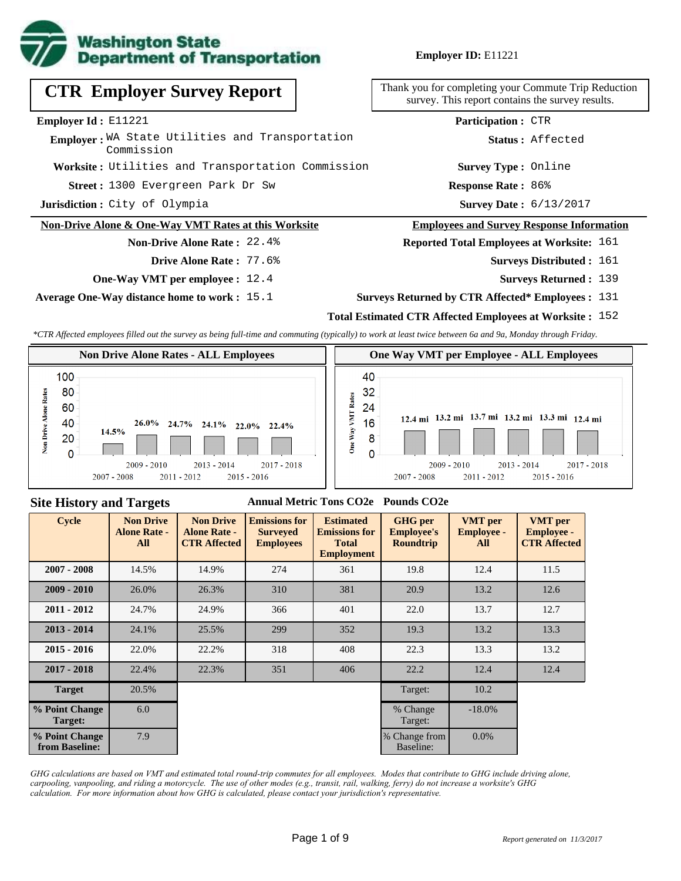Washington State Department of Transportation

**Employer ID:** E11221

# CTR Employer Survey Report

Thank you for completing your Commute Trip Reduction survey. This report contains the survey results.

**Employer Id :** E11221
**Employer :** WA State Utilities and Transportation Commission
**Worksite :** Utilities and Transportation Commission
**Street :** 1300 Evergreen Park Dr Sw
**Jurisdiction :** City of Olympia

**Participation :** CTR
**Status :** Affected
**Survey Type :** Online
**Response Rate :** 86%
**Survey Date :** 6/13/2017

## Non-Drive Alone & One-Way VMT Rates at this Worksite

**Non-Drive Alone Rate :** 22.4%
**Drive Alone Rate :** 77.6%
**One-Way VMT per employee :** 12.4
**Average One-Way distance home to work :** 15.1

## Employees and Survey Response Information

**Reported Total Employees at Worksite:** 161
**Surveys Distributed :** 161
**Surveys Returned :** 139
**Surveys Returned by CTR Affected\* Employees :** 131
**Total Estimated CTR Affected Employees at Worksite :** 152

*\*CTR Affected employees filled out the survey as being full-time and commuting (typically) to work at least twice between 6a and 9a, Monday through Friday.*

### Non Drive Alone Rates - ALL Employees

| Cycle | Non Drive Alone Rate |
|---|---|
| 2007 - 2008 | 14.5% |
| 2009 - 2010 | 26.0% |
| 2011 - 2012 | 24.7% |
| 2013 - 2014 | 24.1% |
| 2015 - 2016 | 22.0% |
| 2017 - 2018 | 22.4% |

### One Way VMT per Employee - ALL Employees

| Cycle | One Way VMT |
|---|---|
| 2007 - 2008 | 12.4 mi |
| 2009 - 2010 | 13.2 mi |
| 2011 - 2012 | 13.7 mi |
| 2013 - 2014 | 13.2 mi |
| 2015 - 2016 | 13.3 mi |
| 2017 - 2018 | 12.4 mi |

## Site History and Targets

| Cycle | Non Drive Alone Rate - All | Non Drive Alone Rate - CTR Affected | Emissions for Surveyed Employees (Annual Metric Tons CO2e) | Estimated Emissions for Total Employment (Annual Metric Tons CO2e) | GHG per Employee's Roundtrip (Pounds CO2e) | VMT per Employee - All | VMT per Employee - CTR Affected |
|---|---|---|---|---|---|---|---|
| 2007 - 2008 | 14.5% | 14.9% | 274 | 361 | 19.8 | 12.4 | 11.5 |
| 2009 - 2010 | 26.0% | 26.3% | 310 | 381 | 20.9 | 13.2 | 12.6 |
| 2011 - 2012 | 24.7% | 24.9% | 366 | 401 | 22.0 | 13.7 | 12.7 |
| 2013 - 2014 | 24.1% | 25.5% | 299 | 352 | 19.3 | 13.2 | 13.3 |
| 2015 - 2016 | 22.0% | 22.2% | 318 | 408 | 22.3 | 13.3 | 13.2 |
| 2017 - 2018 | 22.4% | 22.3% | 351 | 406 | 22.2 | 12.4 | 12.4 |
| **Target** | 20.5% | | | | Target: | 10.2 | |
| **% Point Change Target:** | 6.0 | | | | % Change Target: | -18.0% | |
| **% Point Change from Baseline:** | 7.9 | | | | % Change from Baseline: | 0.0% | |

*GHG calculations are based on VMT and estimated total round-trip commutes for all employees. Modes that contribute to GHG include driving alone, carpooling, vanpooling, and riding a motorcycle. The use of other modes (e.g., transit, rail, walking, ferry) do not increase a worksite's GHG calculation. For more information about how GHG is calculated, please contact your jurisdiction's representative.*

*Report generated on 11/3/2017*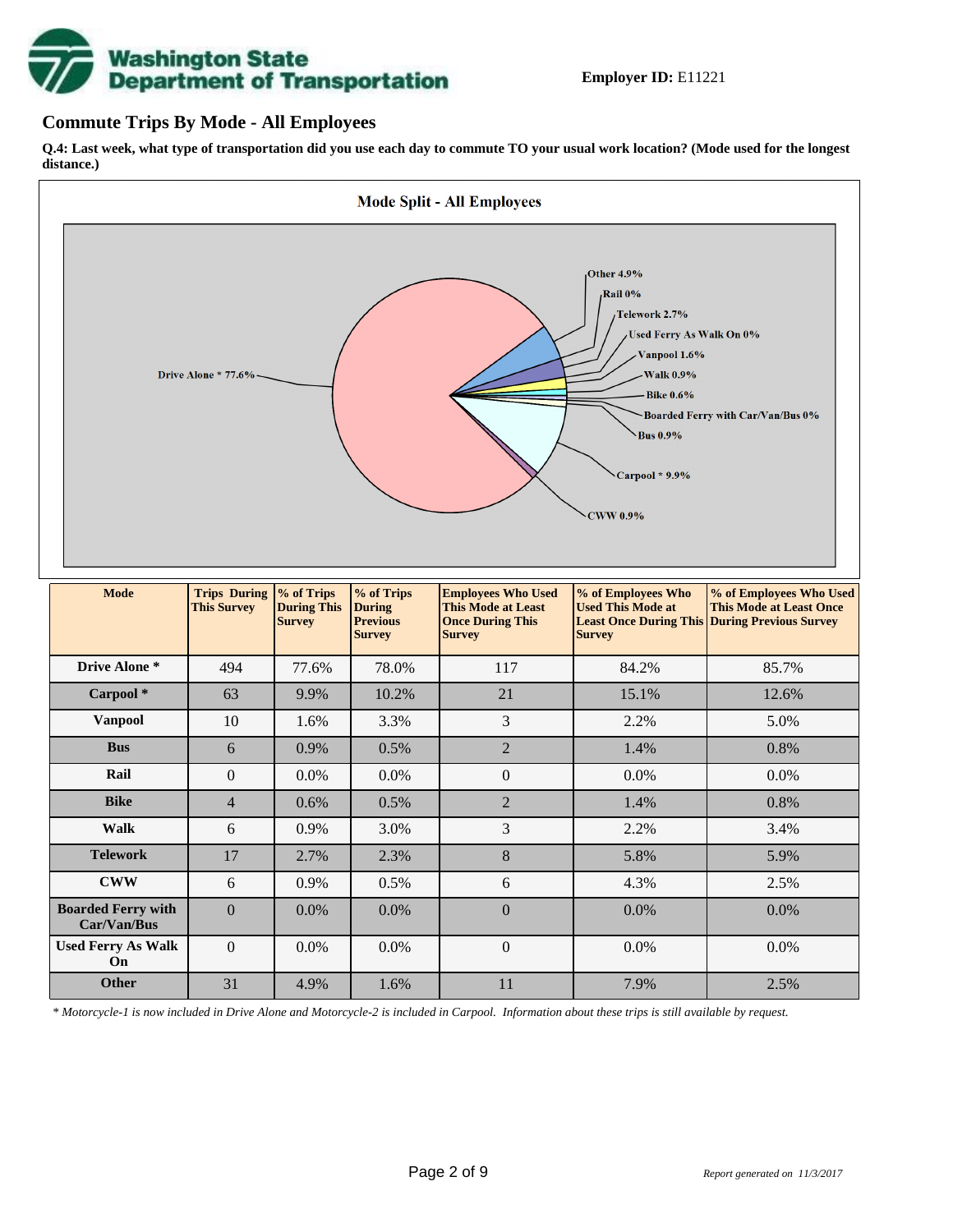**Employer ID:** E11221

## Commute Trips By Mode - All Employees

**Q.4: Last week, what type of transportation did you use each day to commute TO your usual work location? (Mode used for the longest distance.)**

| Mode | Trips During This Survey | % of Trips During This Survey | % of Trips During Previous Survey | Employees Who Used This Mode at Least Once During This Survey | % of Employees Who Used This Mode at Least Once During This Survey | % of Employees Who Used This Mode at Least Once During Previous Survey |
|---|---|---|---|---|---|---|
| Drive Alone * | 494 | 77.6% | 78.0% | 117 | 84.2% | 85.7% |
| Carpool * | 63 | 9.9% | 10.2% | 21 | 15.1% | 12.6% |
| Vanpool | 10 | 1.6% | 3.3% | 3 | 2.2% | 5.0% |
| Bus | 6 | 0.9% | 0.5% | 2 | 1.4% | 0.8% |
| Rail | 0 | 0.0% | 0.0% | 0 | 0.0% | 0.0% |
| Bike | 4 | 0.6% | 0.5% | 2 | 1.4% | 0.8% |
| Walk | 6 | 0.9% | 3.0% | 3 | 2.2% | 3.4% |
| Telework | 17 | 2.7% | 2.3% | 8 | 5.8% | 5.9% |
| CWW | 6 | 0.9% | 0.5% | 6 | 4.3% | 2.5% |
| Boarded Ferry with Car/Van/Bus | 0 | 0.0% | 0.0% | 0 | 0.0% | 0.0% |
| Used Ferry As Walk On | 0 | 0.0% | 0.0% | 0 | 0.0% | 0.0% |
| Other | 31 | 4.9% | 1.6% | 11 | 7.9% | 2.5% |

*\* Motorcycle-1 is now included in Drive Alone and Motorcycle-2 is included in Carpool. Information about these trips is still available by request.*

*Report generated on 11/3/2017*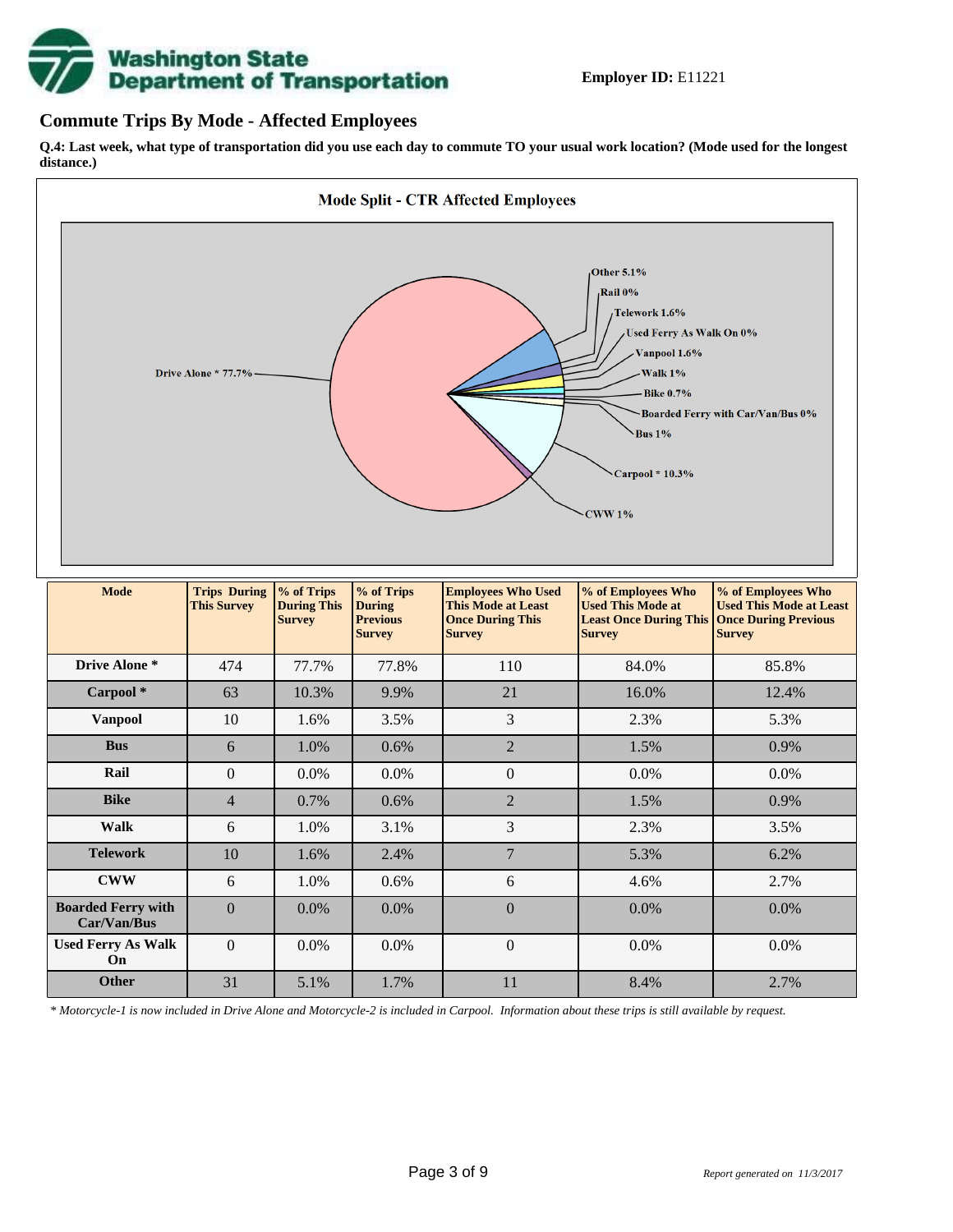**Employer ID:** E11221

## Commute Trips By Mode - Affected Employees

**Q.4: Last week, what type of transportation did you use each day to commute TO your usual work location? (Mode used for the longest distance.)**

**Mode Split - CTR Affected Employees**

Drive Alone * 77.7%
Other 5.1%
Rail 0%
Telework 1.6%
Used Ferry As Walk On 0%
Vanpool 1.6%
Walk 1%
Bike 0.7%
Boarded Ferry with Car/Van/Bus 0%
Bus 1%
Carpool * 10.3%
CWW 1%

| Mode | Trips During This Survey | % of Trips During This Survey | % of Trips During Previous Survey | Employees Who Used This Mode at Least Once During This Survey | % of Employees Who Used This Mode at Least Once During This Survey | % of Employees Who Used This Mode at Least Once During Previous Survey |
|---|---|---|---|---|---|---|
| Drive Alone * | 474 | 77.7% | 77.8% | 110 | 84.0% | 85.8% |
| Carpool * | 63 | 10.3% | 9.9% | 21 | 16.0% | 12.4% |
| Vanpool | 10 | 1.6% | 3.5% | 3 | 2.3% | 5.3% |
| Bus | 6 | 1.0% | 0.6% | 2 | 1.5% | 0.9% |
| Rail | 0 | 0.0% | 0.0% | 0 | 0.0% | 0.0% |
| Bike | 4 | 0.7% | 0.6% | 2 | 1.5% | 0.9% |
| Walk | 6 | 1.0% | 3.1% | 3 | 2.3% | 3.5% |
| Telework | 10 | 1.6% | 2.4% | 7 | 5.3% | 6.2% |
| CWW | 6 | 1.0% | 0.6% | 6 | 4.6% | 2.7% |
| Boarded Ferry with Car/Van/Bus | 0 | 0.0% | 0.0% | 0 | 0.0% | 0.0% |
| Used Ferry As Walk On | 0 | 0.0% | 0.0% | 0 | 0.0% | 0.0% |
| Other | 31 | 5.1% | 1.7% | 11 | 8.4% | 2.7% |

*\* Motorcycle-1 is now included in Drive Alone and Motorcycle-2 is included in Carpool. Information about these trips is still available by request.*

*Report generated on 11/3/2017*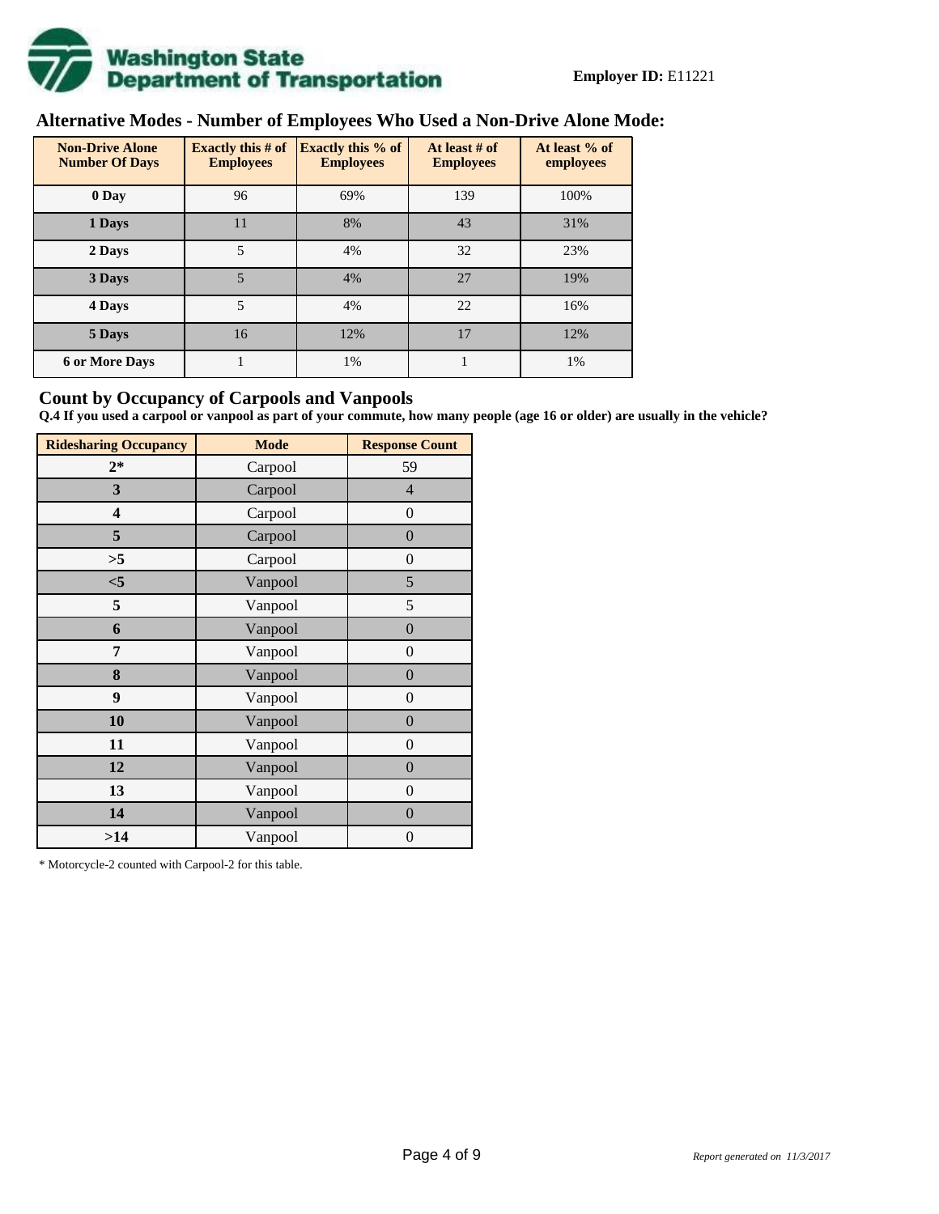**Employer ID:** E11221

## Alternative Modes - Number of Employees Who Used a Non-Drive Alone Mode:

| Non-Drive Alone Number Of Days | Exactly this # of Employees | Exactly this % of Employees | At least # of Employees | At least % of employees |
|---|---|---|---|---|
| 0 Day | 96 | 69% | 139 | 100% |
| 1 Days | 11 | 8% | 43 | 31% |
| 2 Days | 5 | 4% | 32 | 23% |
| 3 Days | 5 | 4% | 27 | 19% |
| 4 Days | 5 | 4% | 22 | 16% |
| 5 Days | 16 | 12% | 17 | 12% |
| 6 or More Days | 1 | 1% | 1 | 1% |

## Count by Occupancy of Carpools and Vanpools

**Q.4 If you used a carpool or vanpool as part of your commute, how many people (age 16 or older) are usually in the vehicle?**

| Ridesharing Occupancy | Mode | Response Count |
|---|---|---|
| 2* | Carpool | 59 |
| 3 | Carpool | 4 |
| 4 | Carpool | 0 |
| 5 | Carpool | 0 |
| >5 | Carpool | 0 |
| <5 | Vanpool | 5 |
| 5 | Vanpool | 5 |
| 6 | Vanpool | 0 |
| 7 | Vanpool | 0 |
| 8 | Vanpool | 0 |
| 9 | Vanpool | 0 |
| 10 | Vanpool | 0 |
| 11 | Vanpool | 0 |
| 12 | Vanpool | 0 |
| 13 | Vanpool | 0 |
| 14 | Vanpool | 0 |
| >14 | Vanpool | 0 |

* Motorcycle-2 counted with Carpool-2 for this table.

*Report generated on 11/3/2017*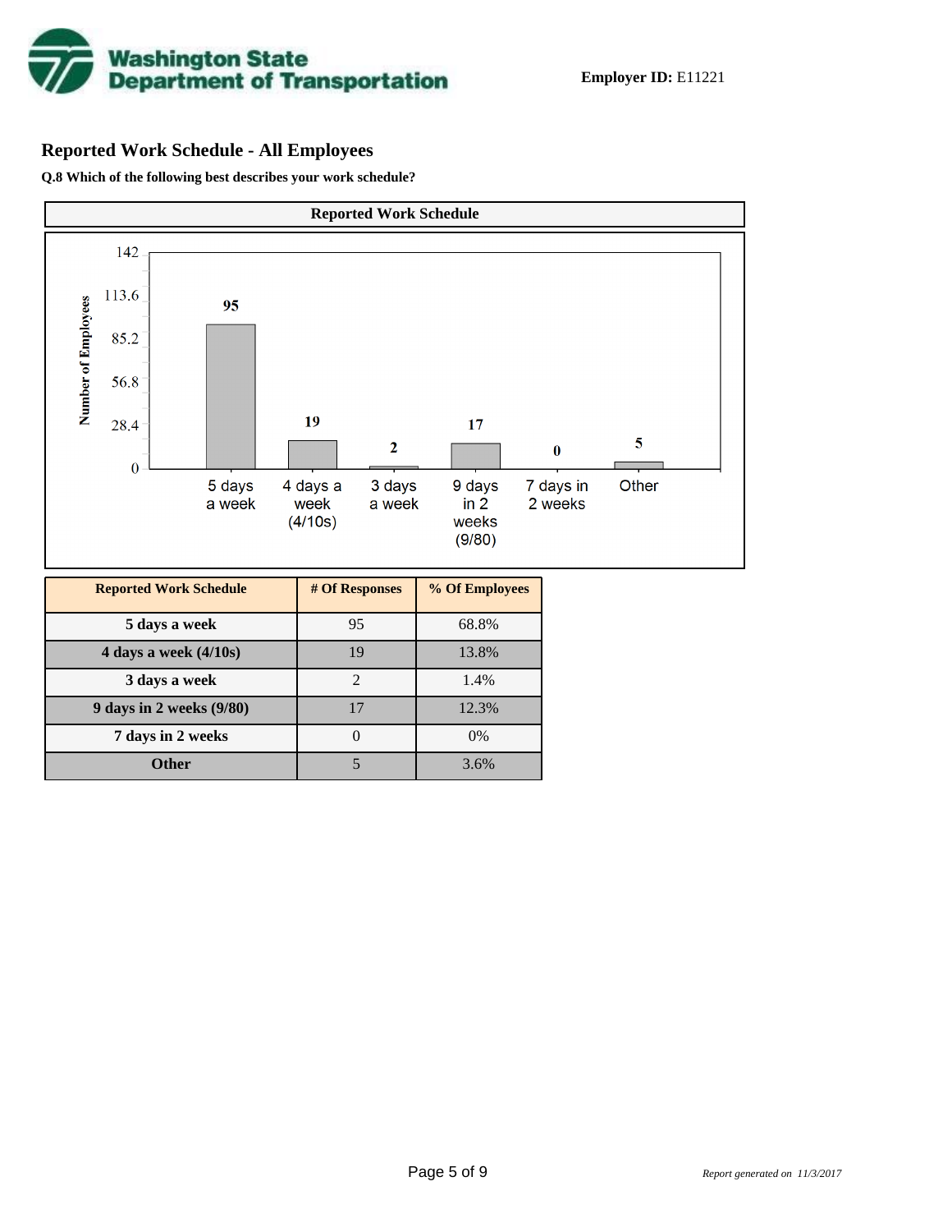**Employer ID:** E11221

## Reported Work Schedule - All Employees

**Q.8 Which of the following best describes your work schedule?**

| Reported Work Schedule | # Of Responses | % Of Employees |
|---|---|---|
| 5 days a week | 95 | 68.8% |
| 4 days a week (4/10s) | 19 | 13.8% |
| 3 days a week | 2 | 1.4% |
| 9 days in 2 weeks (9/80) | 17 | 12.3% |
| 7 days in 2 weeks | 0 | 0% |
| Other | 5 | 3.6% |

*Report generated on 11/3/2017*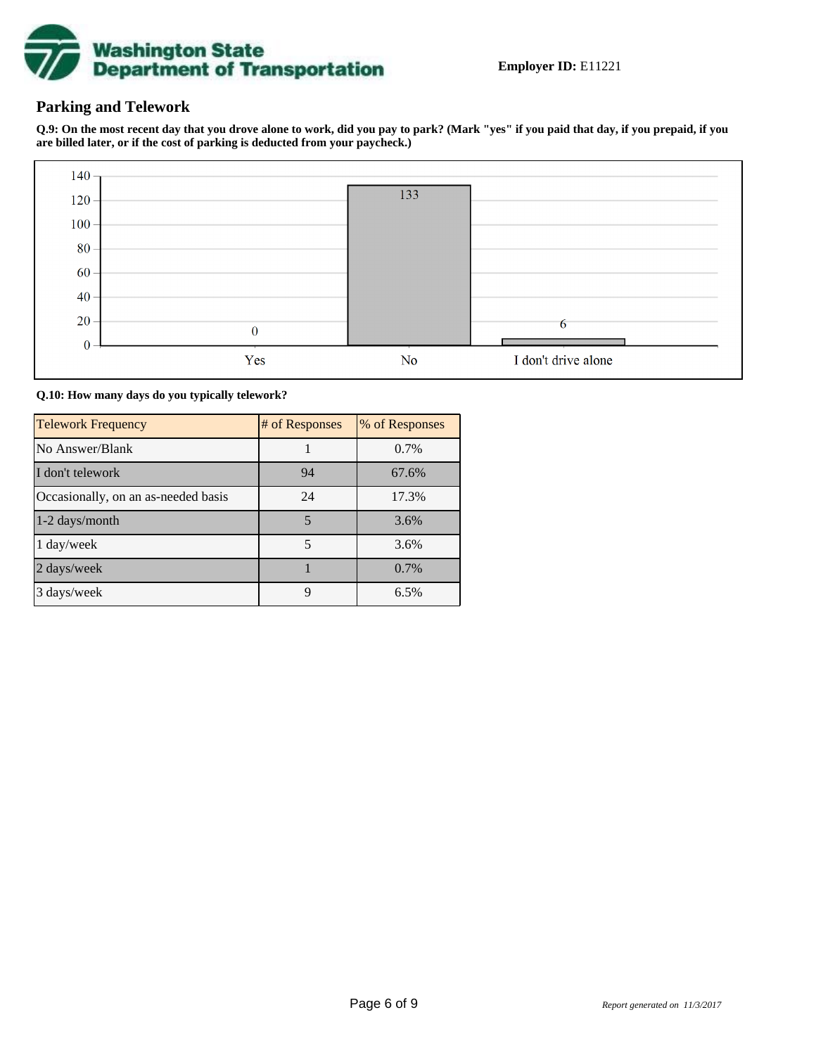**Employer ID:** E11221

## Parking and Telework

**Q.9: On the most recent day that you drove alone to work, did you pay to park? (Mark "yes" if you paid that day, if you prepaid, if you are billed later, or if the cost of parking is deducted from your paycheck.)**

| Response | Count |
| --- | --- |
| Yes | 0 |
| No | 133 |
| I don't drive alone | 6 |

**Q.10: How many days do you typically telework?**

| Telework Frequency | # of Responses | % of Responses |
| --- | --- | --- |
| No Answer/Blank | 1 | 0.7% |
| I don't telework | 94 | 67.6% |
| Occasionally, on an as-needed basis | 24 | 17.3% |
| 1-2 days/month | 5 | 3.6% |
| 1 day/week | 5 | 3.6% |
| 2 days/week | 1 | 0.7% |
| 3 days/week | 9 | 6.5% |

*Report generated on 11/3/2017*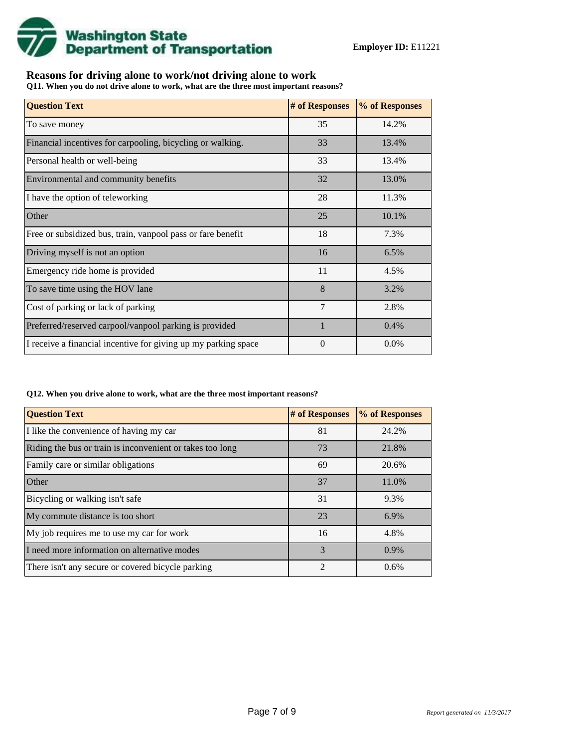**Employer ID:** E11221

## Reasons for driving alone to work/not driving alone to work

**Q11. When you do not drive alone to work, what are the three most important reasons?**

| Question Text | # of Responses | % of Responses |
|---|---|---|
| To save money | 35 | 14.2% |
| Financial incentives for carpooling, bicycling or walking. | 33 | 13.4% |
| Personal health or well-being | 33 | 13.4% |
| Environmental and community benefits | 32 | 13.0% |
| I have the option of teleworking | 28 | 11.3% |
| Other | 25 | 10.1% |
| Free or subsidized bus, train, vanpool pass or fare benefit | 18 | 7.3% |
| Driving myself is not an option | 16 | 6.5% |
| Emergency ride home is provided | 11 | 4.5% |
| To save time using the HOV lane | 8 | 3.2% |
| Cost of parking or lack of parking | 7 | 2.8% |
| Preferred/reserved carpool/vanpool parking is provided | 1 | 0.4% |
| I receive a financial incentive for giving up my parking space | 0 | 0.0% |

**Q12. When you drive alone to work, what are the three most important reasons?**

| Question Text | # of Responses | % of Responses |
|---|---|---|
| I like the convenience of having my car | 81 | 24.2% |
| Riding the bus or train is inconvenient or takes too long | 73 | 21.8% |
| Family care or similar obligations | 69 | 20.6% |
| Other | 37 | 11.0% |
| Bicycling or walking isn't safe | 31 | 9.3% |
| My commute distance is too short | 23 | 6.9% |
| My job requires me to use my car for work | 16 | 4.8% |
| I need more information on alternative modes | 3 | 0.9% |
| There isn't any secure or covered bicycle parking | 2 | 0.6% |

*Report generated on 11/3/2017*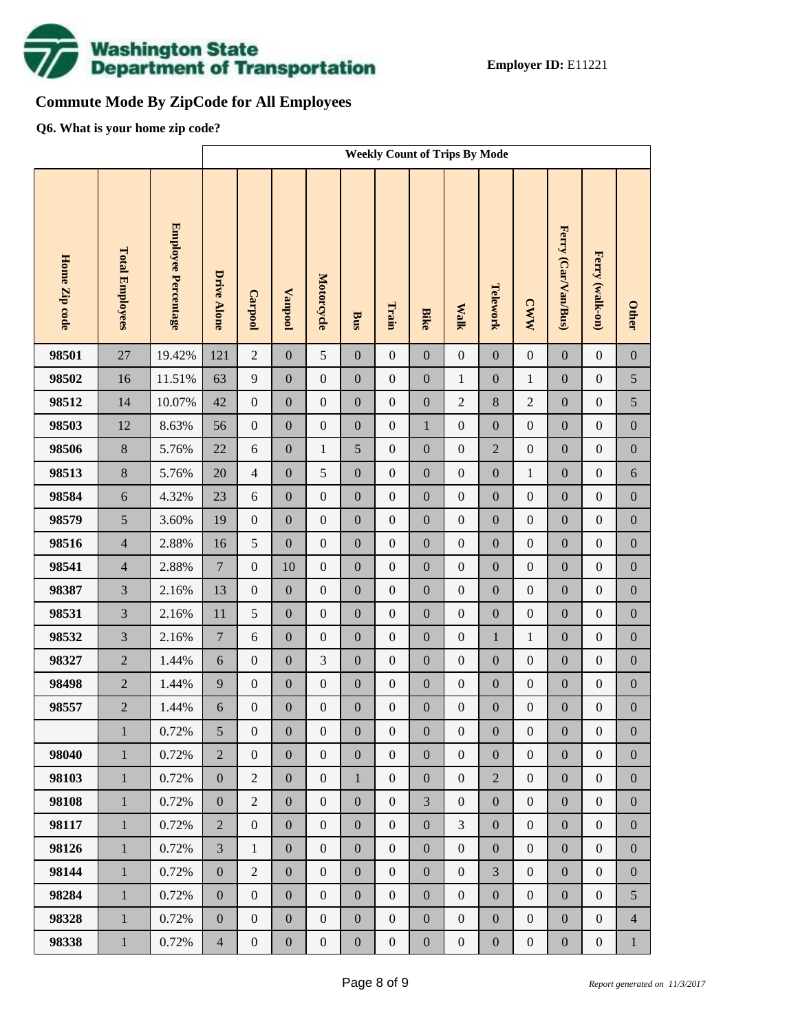**Employer ID:** E11221

## Commute Mode By ZipCode for All Employees

**Q6. What is your home zip code?**

| | | | Weekly Count of Trips By Mode | | | | | | | | | | | | |
|---|---|---|---|---|---|---|---|---|---|---|---|---|---|---|---|
| Home Zip code | Total Employees | Employee Percentage | Drive Alone | Carpool | Vanpool | Motorcycle | Bus | Train | Bike | Walk | Telework | CWW | Ferry (Car/Van/Bus) | Ferry (walk-on) | Other |
| 98501 | 27 | 19.42% | 121 | 2 | 0 | 5 | 0 | 0 | 0 | 0 | 0 | 0 | 0 | 0 | 0 |
| 98502 | 16 | 11.51% | 63 | 9 | 0 | 0 | 0 | 0 | 0 | 1 | 0 | 1 | 0 | 0 | 5 |
| 98512 | 14 | 10.07% | 42 | 0 | 0 | 0 | 0 | 0 | 0 | 2 | 8 | 2 | 0 | 0 | 5 |
| 98503 | 12 | 8.63% | 56 | 0 | 0 | 0 | 0 | 0 | 1 | 0 | 0 | 0 | 0 | 0 | 0 |
| 98506 | 8 | 5.76% | 22 | 6 | 0 | 1 | 5 | 0 | 0 | 0 | 2 | 0 | 0 | 0 | 0 |
| 98513 | 8 | 5.76% | 20 | 4 | 0 | 5 | 0 | 0 | 0 | 0 | 0 | 1 | 0 | 0 | 6 |
| 98584 | 6 | 4.32% | 23 | 6 | 0 | 0 | 0 | 0 | 0 | 0 | 0 | 0 | 0 | 0 | 0 |
| 98579 | 5 | 3.60% | 19 | 0 | 0 | 0 | 0 | 0 | 0 | 0 | 0 | 0 | 0 | 0 | 0 |
| 98516 | 4 | 2.88% | 16 | 5 | 0 | 0 | 0 | 0 | 0 | 0 | 0 | 0 | 0 | 0 | 0 |
| 98541 | 4 | 2.88% | 7 | 0 | 10 | 0 | 0 | 0 | 0 | 0 | 0 | 0 | 0 | 0 | 0 |
| 98387 | 3 | 2.16% | 13 | 0 | 0 | 0 | 0 | 0 | 0 | 0 | 0 | 0 | 0 | 0 | 0 |
| 98531 | 3 | 2.16% | 11 | 5 | 0 | 0 | 0 | 0 | 0 | 0 | 0 | 0 | 0 | 0 | 0 |
| 98532 | 3 | 2.16% | 7 | 6 | 0 | 0 | 0 | 0 | 0 | 0 | 1 | 1 | 0 | 0 | 0 |
| 98327 | 2 | 1.44% | 6 | 0 | 0 | 3 | 0 | 0 | 0 | 0 | 0 | 0 | 0 | 0 | 0 |
| 98498 | 2 | 1.44% | 9 | 0 | 0 | 0 | 0 | 0 | 0 | 0 | 0 | 0 | 0 | 0 | 0 |
| 98557 | 2 | 1.44% | 6 | 0 | 0 | 0 | 0 | 0 | 0 | 0 | 0 | 0 | 0 | 0 | 0 |
| | 1 | 0.72% | 5 | 0 | 0 | 0 | 0 | 0 | 0 | 0 | 0 | 0 | 0 | 0 | 0 |
| 98040 | 1 | 0.72% | 2 | 0 | 0 | 0 | 0 | 0 | 0 | 0 | 0 | 0 | 0 | 0 | 0 |
| 98103 | 1 | 0.72% | 0 | 2 | 0 | 0 | 1 | 0 | 0 | 0 | 2 | 0 | 0 | 0 | 0 |
| 98108 | 1 | 0.72% | 0 | 2 | 0 | 0 | 0 | 0 | 3 | 0 | 0 | 0 | 0 | 0 | 0 |
| 98117 | 1 | 0.72% | 2 | 0 | 0 | 0 | 0 | 0 | 0 | 3 | 0 | 0 | 0 | 0 | 0 |
| 98126 | 1 | 0.72% | 3 | 1 | 0 | 0 | 0 | 0 | 0 | 0 | 0 | 0 | 0 | 0 | 0 |
| 98144 | 1 | 0.72% | 0 | 2 | 0 | 0 | 0 | 0 | 0 | 0 | 3 | 0 | 0 | 0 | 0 |
| 98284 | 1 | 0.72% | 0 | 0 | 0 | 0 | 0 | 0 | 0 | 0 | 0 | 0 | 0 | 0 | 5 |
| 98328 | 1 | 0.72% | 0 | 0 | 0 | 0 | 0 | 0 | 0 | 0 | 0 | 0 | 0 | 0 | 4 |
| 98338 | 1 | 0.72% | 4 | 0 | 0 | 0 | 0 | 0 | 0 | 0 | 0 | 0 | 0 | 0 | 1 |

*Report generated on 11/3/2017*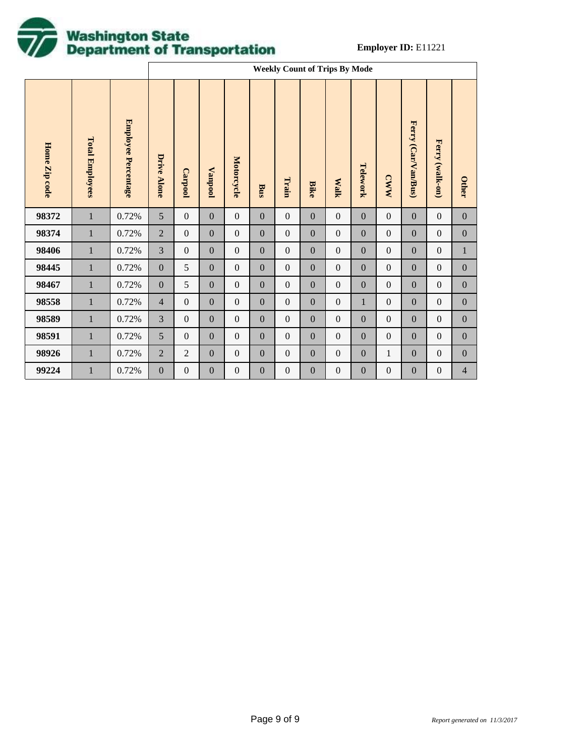**Washington State Department of Transportation**

**Employer ID:** E11221

| Home Zip code | Total Employees | Employee Percentage | Weekly Count of Trips By Mode | | | | | | | | | | | | |
|---|---|---|---|---|---|---|---|---|---|---|---|---|---|---|---|
| | | | Drive Alone | Carpool | Vanpool | Motorcycle | Bus | Train | Bike | Walk | Telework | CWW | Ferry (Car/Van/Bus) | Ferry (walk-on) | Other |
| **98372** | 1 | 0.72% | 5 | 0 | 0 | 0 | 0 | 0 | 0 | 0 | 0 | 0 | 0 | 0 | 0 |
| **98374** | 1 | 0.72% | 2 | 0 | 0 | 0 | 0 | 0 | 0 | 0 | 0 | 0 | 0 | 0 | 0 |
| **98406** | 1 | 0.72% | 3 | 0 | 0 | 0 | 0 | 0 | 0 | 0 | 0 | 0 | 0 | 0 | 1 |
| **98445** | 1 | 0.72% | 0 | 5 | 0 | 0 | 0 | 0 | 0 | 0 | 0 | 0 | 0 | 0 | 0 |
| **98467** | 1 | 0.72% | 0 | 5 | 0 | 0 | 0 | 0 | 0 | 0 | 0 | 0 | 0 | 0 | 0 |
| **98558** | 1 | 0.72% | 4 | 0 | 0 | 0 | 0 | 0 | 0 | 0 | 1 | 0 | 0 | 0 | 0 |
| **98589** | 1 | 0.72% | 3 | 0 | 0 | 0 | 0 | 0 | 0 | 0 | 0 | 0 | 0 | 0 | 0 |
| **98591** | 1 | 0.72% | 5 | 0 | 0 | 0 | 0 | 0 | 0 | 0 | 0 | 0 | 0 | 0 | 0 |
| **98926** | 1 | 0.72% | 2 | 2 | 0 | 0 | 0 | 0 | 0 | 0 | 0 | 1 | 0 | 0 | 0 |
| **99224** | 1 | 0.72% | 0 | 0 | 0 | 0 | 0 | 0 | 0 | 0 | 0 | 0 | 0 | 0 | 4 |

*Report generated on 11/3/2017*